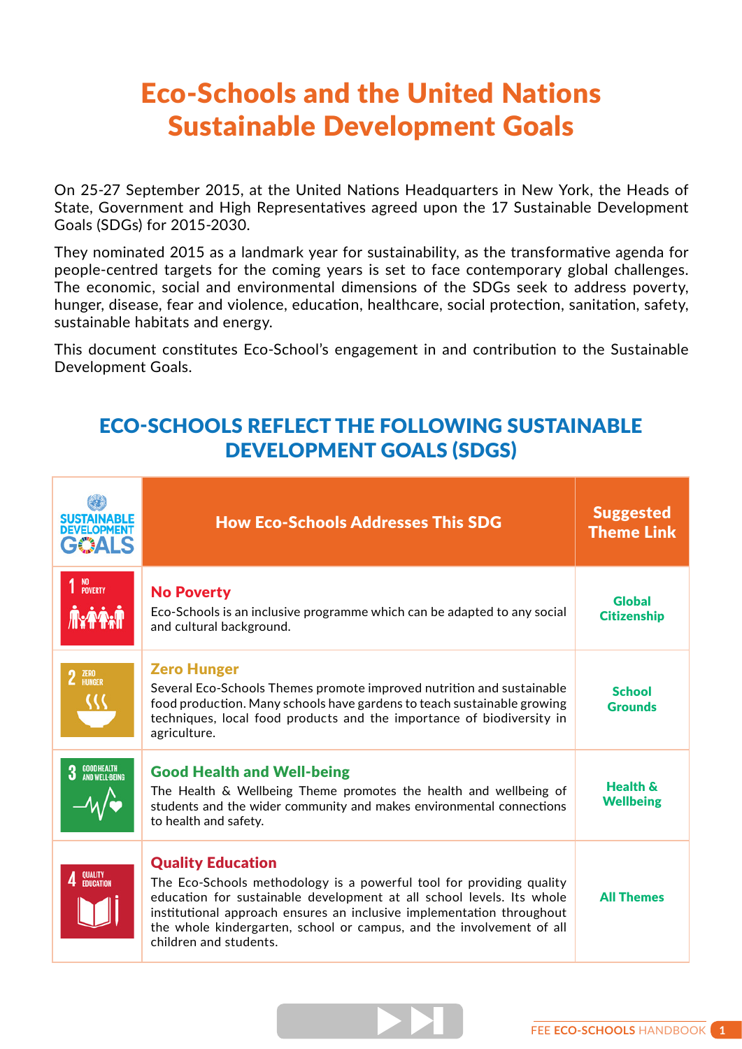# Eco-Schools and the United Nations Sustainable Development Goals

On 25-27 September 2015, at the United Nations Headquarters in New York, the Heads of State, Government and High Representatives agreed upon the 17 Sustainable Development Goals (SDGs) for 2015-2030.

They nominated 2015 as a landmark year for sustainability, as the transformative agenda for people-centred targets for the coming years is set to face contemporary global challenges. The economic, social and environmental dimensions of the SDGs seek to address poverty, hunger, disease, fear and violence, education, healthcare, social protection, sanitation, safety, sustainable habitats and energy.

This document constitutes Eco-School's engagement in and contribution to the Sustainable Development Goals.

## ECO-SCHOOLS REFLECT THE FOLLOWING SUSTAINABLE DEVELOPMENT GOALS (SDGS)

| SUSTAINABLE DEVELOPMENT GOALS | How Eco-Schools Addresses This SDG | Suggested Theme Link |
|---|---|---|
| 1 NO POVERTY | **No Poverty**<br>Eco-Schools is an inclusive programme which can be adapted to any social and cultural background. | Global Citizenship |
| 2 ZERO HUNGER | **Zero Hunger**<br>Several Eco-Schools Themes promote improved nutrition and sustainable food production. Many schools have gardens to teach sustainable growing techniques, local food products and the importance of biodiversity in agriculture. | School Grounds |
| 3 GOOD HEALTH AND WELL-BEING | **Good Health and Well-being**<br>The Health & Wellbeing Theme promotes the health and wellbeing of students and the wider community and makes environmental connections to health and safety. | Health & Wellbeing |
| 4 QUALITY EDUCATION | **Quality Education**<br>The Eco-Schools methodology is a powerful tool for providing quality education for sustainable development at all school levels. Its whole institutional approach ensures an inclusive implementation throughout the whole kindergarten, school or campus, and the involvement of all children and students. | All Themes |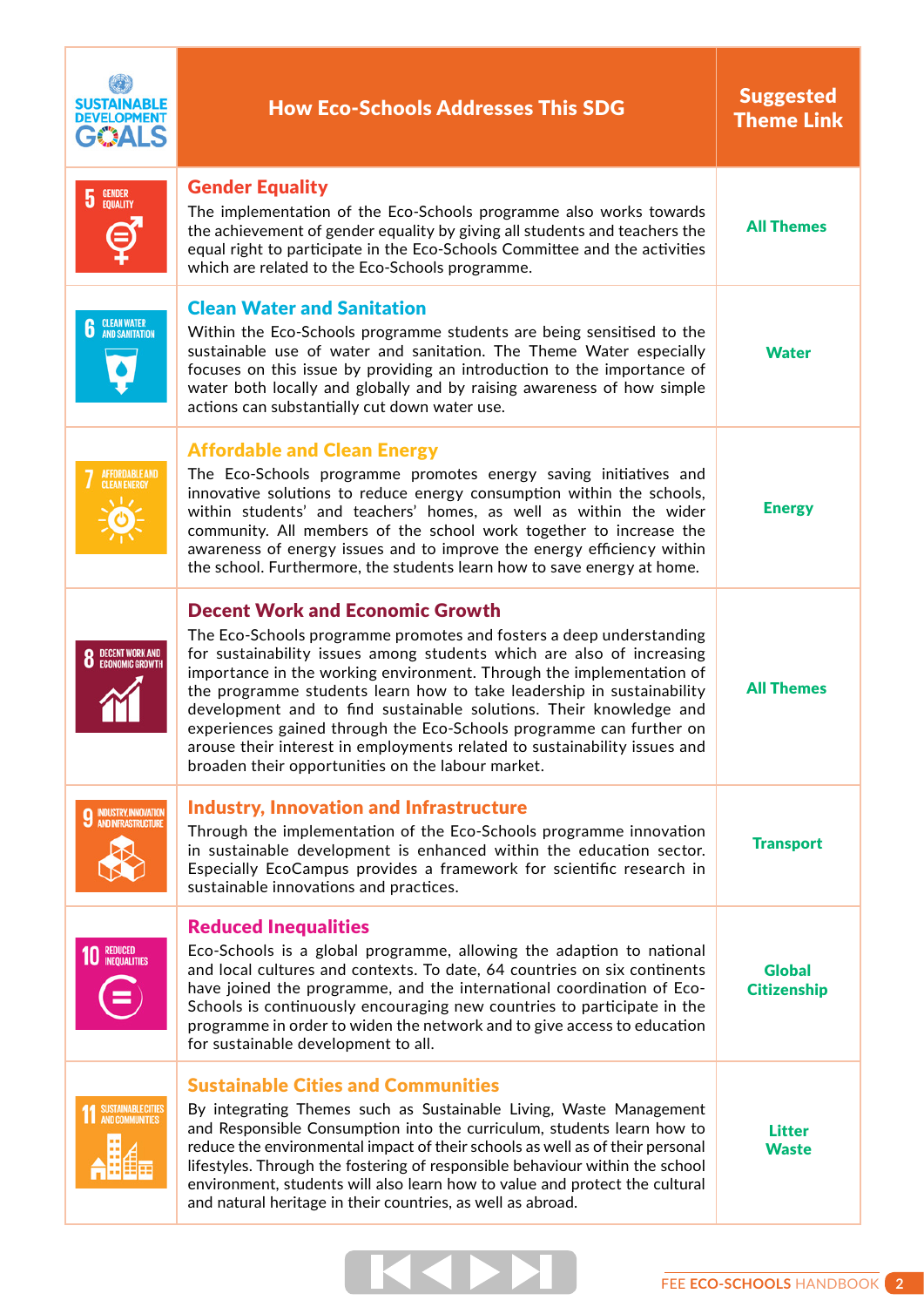| SUSTAINABLE DEVELOPMENT GOALS | How Eco-Schools Addresses This SDG | Suggested Theme Link |
|---|---|---|
| 5 GENDER EQUALITY | **Gender Equality** The implementation of the Eco-Schools programme also works towards the achievement of gender equality by giving all students and teachers the equal right to participate in the Eco-Schools Committee and the activities which are related to the Eco-Schools programme. | All Themes |
| 6 CLEAN WATER AND SANITATION | **Clean Water and Sanitation** Within the Eco-Schools programme students are being sensitised to the sustainable use of water and sanitation. The Theme Water especially focuses on this issue by providing an introduction to the importance of water both locally and globally and by raising awareness of how simple actions can substantially cut down water use. | Water |
| 7 AFFORDABLE AND CLEAN ENERGY | **Affordable and Clean Energy** The Eco-Schools programme promotes energy saving initiatives and innovative solutions to reduce energy consumption within the schools, within students' and teachers' homes, as well as within the wider community. All members of the school work together to increase the awareness of energy issues and to improve the energy efficiency within the school. Furthermore, the students learn how to save energy at home. | Energy |
| 8 DECENT WORK AND ECONOMIC GROWTH | **Decent Work and Economic Growth** The Eco-Schools programme promotes and fosters a deep understanding for sustainability issues among students which are also of increasing importance in the working environment. Through the implementation of the programme students learn how to take leadership in sustainability development and to find sustainable solutions. Their knowledge and experiences gained through the Eco-Schools programme can further on arouse their interest in employments related to sustainability issues and broaden their opportunities on the labour market. | All Themes |
| 9 INDUSTRY, INNOVATION AND INFRASTRUCTURE | **Industry, Innovation and Infrastructure** Through the implementation of the Eco-Schools programme innovation in sustainable development is enhanced within the education sector. Especially EcoCampus provides a framework for scientific research in sustainable innovations and practices. | Transport |
| 10 REDUCED INEQUALITIES | **Reduced Inequalities** Eco-Schools is a global programme, allowing the adaption to national and local cultures and contexts. To date, 64 countries on six continents have joined the programme, and the international coordination of Eco-Schools is continuously encouraging new countries to participate in the programme in order to widen the network and to give access to education for sustainable development to all. | Global Citizenship |
| 11 SUSTAINABLE CITIES AND COMMUNITIES | **Sustainable Cities and Communities** By integrating Themes such as Sustainable Living, Waste Management and Responsible Consumption into the curriculum, students learn how to reduce the environmental impact of their schools as well as of their personal lifestyles. Through the fostering of responsible behaviour within the school environment, students will also learn how to value and protect the cultural and natural heritage in their countries, as well as abroad. | Litter Waste |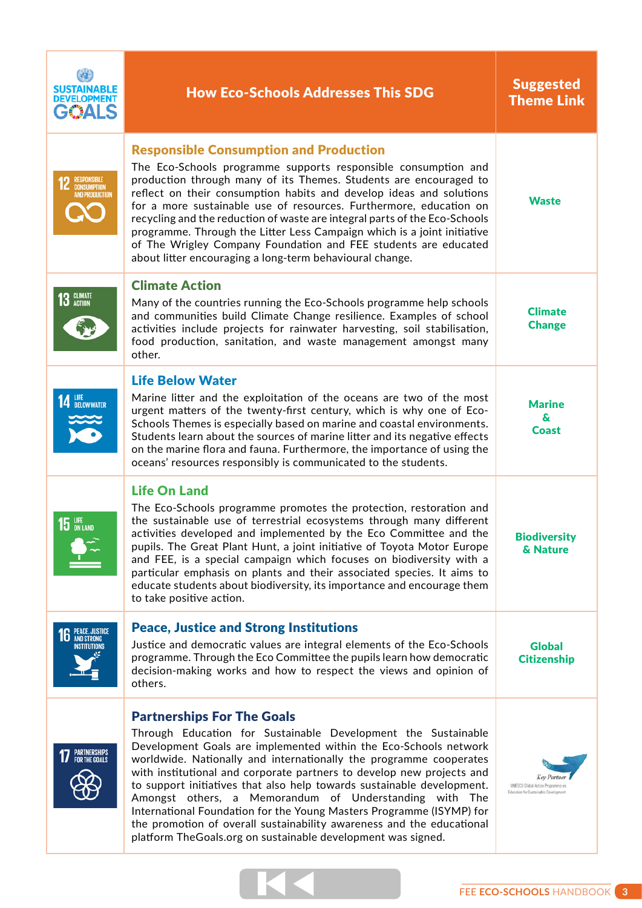| SUSTAINABLE DEVELOPMENT GOALS | How Eco-Schools Addresses This SDG | Suggested Theme Link |
|---|---|---|
| 12 RESPONSIBLE CONSUMPTION AND PRODUCTION | **Responsible Consumption and Production**<br>The Eco-Schools programme supports responsible consumption and production through many of its Themes. Students are encouraged to reflect on their consumption habits and develop ideas and solutions for a more sustainable use of resources. Furthermore, education on recycling and the reduction of waste are integral parts of the Eco-Schools programme. Through the Litter Less Campaign which is a joint initiative of The Wrigley Company Foundation and FEE students are educated about litter encouraging a long-term behavioural change. | **Waste** |
| 13 CLIMATE ACTION | **Climate Action**<br>Many of the countries running the Eco-Schools programme help schools and communities build Climate Change resilience. Examples of school activities include projects for rainwater harvesting, soil stabilisation, food production, sanitation, and waste management amongst many other. | **Climate Change** |
| 14 LIFE BELOW WATER | **Life Below Water**<br>Marine litter and the exploitation of the oceans are two of the most urgent matters of the twenty-first century, which is why one of Eco-Schools Themes is especially based on marine and coastal environments. Students learn about the sources of marine litter and its negative effects on the marine flora and fauna. Furthermore, the importance of using the oceans' resources responsibly is communicated to the students. | **Marine & Coast** |
| 15 LIFE ON LAND | **Life On Land**<br>The Eco-Schools programme promotes the protection, restoration and the sustainable use of terrestrial ecosystems through many different activities developed and implemented by the Eco Committee and the pupils. The Great Plant Hunt, a joint initiative of Toyota Motor Europe and FEE, is a special campaign which focuses on biodiversity with a particular emphasis on plants and their associated species. It aims to educate students about biodiversity, its importance and encourage them to take positive action. | **Biodiversity & Nature** |
| 16 PEACE, JUSTICE AND STRONG INSTITUTIONS | **Peace, Justice and Strong Institutions**<br>Justice and democratic values are integral elements of the Eco-Schools programme. Through the Eco Committee the pupils learn how democratic decision-making works and how to respect the views and opinion of others. | **Global Citizenship** |
| 17 PARTNERSHIPS FOR THE GOALS | **Partnerships For The Goals**<br>Through Education for Sustainable Development the Sustainable Development Goals are implemented within the Eco-Schools network worldwide. Nationally and internationally the programme cooperates with institutional and corporate partners to develop new projects and to support initiatives that also help towards sustainable development. Amongst others, a Memorandum of Understanding with The International Foundation for the Young Masters Programme (ISYMP) for the promotion of overall sustainability awareness and the educational platform TheGoals.org on sustainable development was signed. | Key Partner<br>UNESCO Global Action Programme on Education for Sustainable Development |